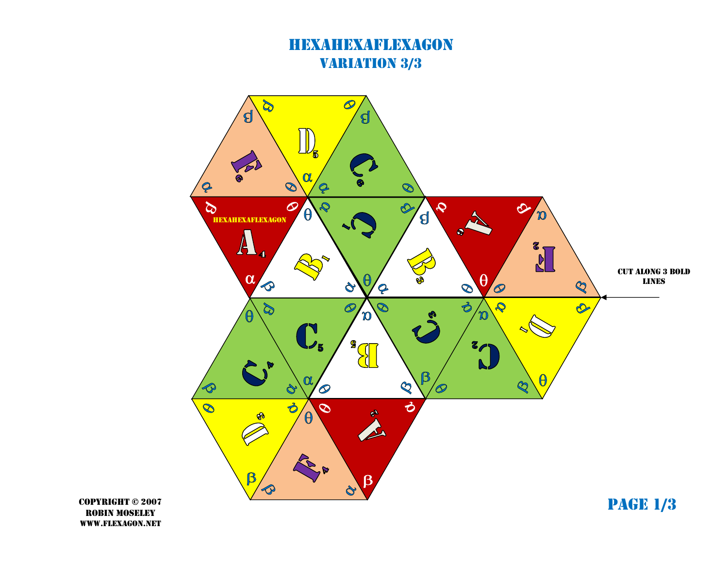# HEXAHEXAFLEXAGON

## VARIATION 3/3

HEXAHEXAFLEXAGON

CUT ALONG 3 BOLD LINES

COPYRIGHT © 2007
ROBIN MOSELEY
WWW.FLEXAGON.NET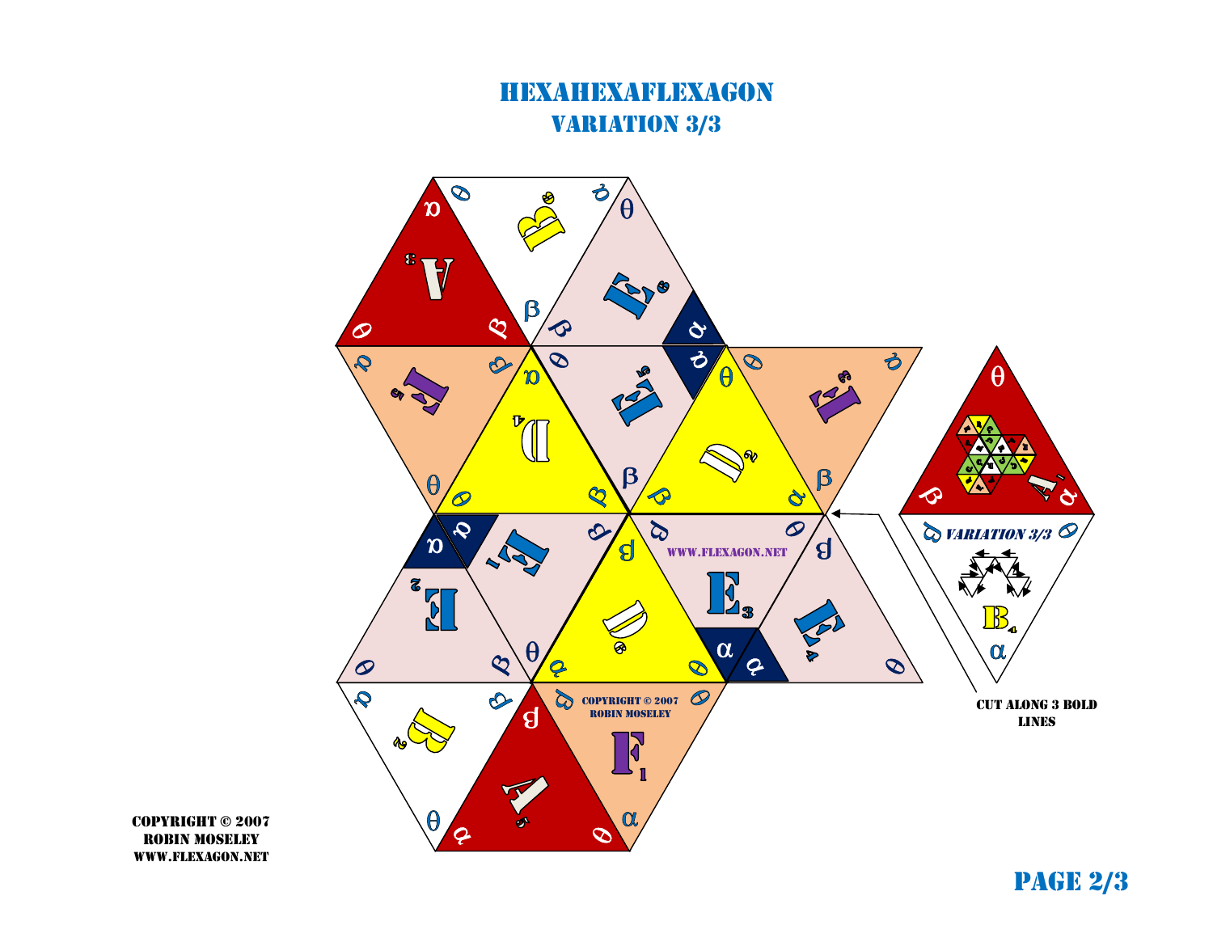# HEXAHEXAFLEXAGON

## VARIATION 3/3

WWW.FLEXAGON.NET

COPYRIGHT © 2007
ROBIN MOSELEY

*VARIATION 3/3*

CUT ALONG 3 BOLD LINES

COPYRIGHT © 2007
ROBIN MOSELEY
WWW.FLEXAGON.NET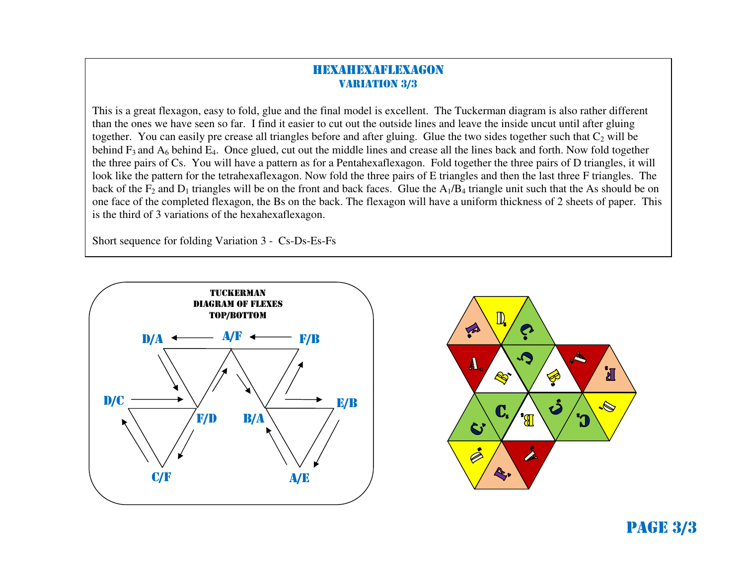# HEXAHEXAFLEXAGON
## VARIATION 3/3

This is a great flexagon, easy to fold, glue and the final model is excellent. The Tuckerman diagram is also rather different than the ones we have seen so far. I find it easier to cut out the outside lines and leave the inside uncut until after gluing together. You can easily pre crease all triangles before and after gluing. Glue the two sides together such that $C_2$ will be behind $F_3$ and $A_6$ behind $E_4$. Once glued, cut out the middle lines and crease all the lines back and forth. Now fold together the three pairs of Cs. You will have a pattern as for a Pentahexaflexagon. Fold together the three pairs of D triangles, it will look like the pattern for the tetrahexaflexagon. Now fold the three pairs of E triangles and then the last three F triangles. The back of the $F_2$ and $D_1$ triangles will be on the front and back faces. Glue the $A_1/B_4$ triangle unit such that the As should be on one face of the completed flexagon, the Bs on the back. The flexagon will have a uniform thickness of 2 sheets of paper. This is the third of 3 variations of the hexahexaflexagon.

Short sequence for folding Variation 3 - Cs-Ds-Es-Fs

TUCKERMAN
DIAGRAM OF FLEXES
TOP/BOTTOM

D/A
A/F
F/B
D/C
F/D
B/A
E/B
C/F
A/E